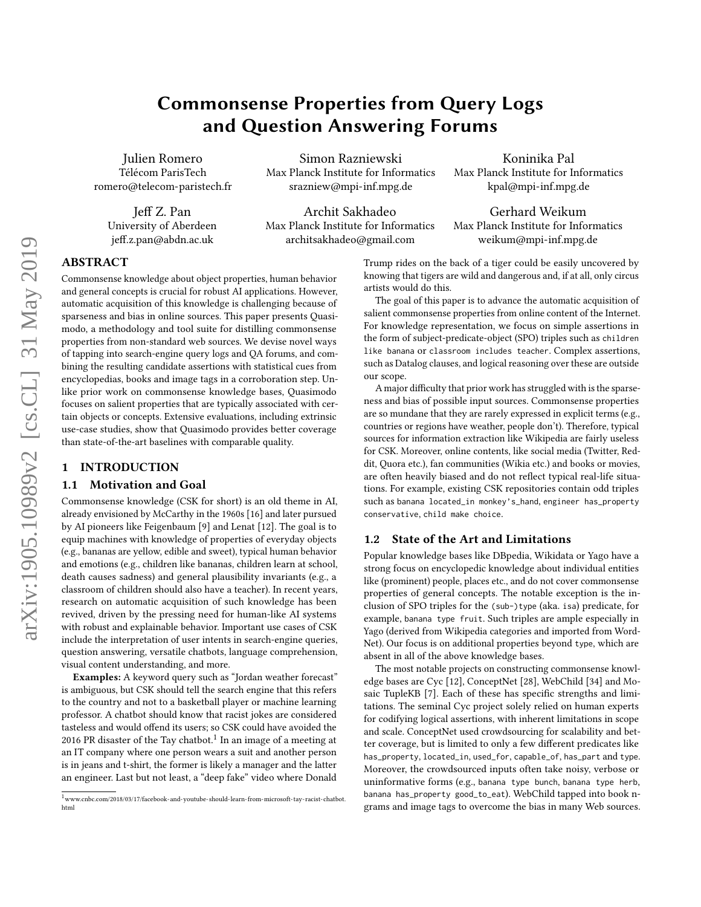# Commonsense Properties from Query Logs and Question Answering Forums

Julien Romero
Télécom ParisTech
romero@telecom-paristech.fr

Simon Razniewski
Max Planck Institute for Informatics
srazniew@mpi-inf.mpg.de

Koninika Pal
Max Planck Institute for Informatics
kpal@mpi-inf.mpg.de

Jeff Z. Pan
University of Aberdeen
jeff.z.pan@abdn.ac.uk

Archit Sakhadeo
Max Planck Institute for Informatics
architsakhadeo@gmail.com

Gerhard Weikum
Max Planck Institute for Informatics
weikum@mpi-inf.mpg.de

## ABSTRACT

Commonsense knowledge about object properties, human behavior and general concepts is crucial for robust AI applications. However, automatic acquisition of this knowledge is challenging because of sparseness and bias in online sources. This paper presents Quasimodo, a methodology and tool suite for distilling commonsense properties from non-standard web sources. We devise novel ways of tapping into search-engine query logs and QA forums, and combining the resulting candidate assertions with statistical cues from encyclopedias, books and image tags in a corroboration step. Unlike prior work on commonsense knowledge bases, Quasimodo focuses on salient properties that are typically associated with certain objects or concepts. Extensive evaluations, including extrinsic use-case studies, show that Quasimodo provides better coverage than state-of-the-art baselines with comparable quality.

## 1 INTRODUCTION

### 1.1 Motivation and Goal

Commonsense knowledge (CSK for short) is an old theme in AI, already envisioned by McCarthy in the 1960s [16] and later pursued by AI pioneers like Feigenbaum [9] and Lenat [12]. The goal is to equip machines with knowledge of properties of everyday objects (e.g., bananas are yellow, edible and sweet), typical human behavior and emotions (e.g., children like bananas, children learn at school, death causes sadness) and general plausibility invariants (e.g., a classroom of children should also have a teacher). In recent years, research on automatic acquisition of such knowledge has been revived, driven by the pressing need for human-like AI systems with robust and explainable behavior. Important use cases of CSK include the interpretation of user intents in search-engine queries, question answering, versatile chatbots, language comprehension, visual content understanding, and more.

**Examples:** A keyword query such as "Jordan weather forecast" is ambiguous, but CSK should tell the search engine that this refers to the country and not to a basketball player or machine learning professor. A chatbot should know that racist jokes are considered tasteless and would offend its users; so CSK could have avoided the 2016 PR disaster of the Tay chatbot.[1] In an image of a meeting at an IT company where one person wears a suit and another person is in jeans and t-shirt, the former is likely a manager and the latter an engineer. Last but not least, a "deep fake" video where Donald Trump rides on the back of a tiger could be easily uncovered by knowing that tigers are wild and dangerous and, if at all, only circus artists would do this.

The goal of this paper is to advance the automatic acquisition of salient commonsense properties from online content of the Internet. For knowledge representation, we focus on simple assertions in the form of subject-predicate-object (SPO) triples such as `children like banana` or `classroom includes teacher`. Complex assertions, such as Datalog clauses, and logical reasoning over these are outside our scope.

A major difficulty that prior work has struggled with is the sparseness and bias of possible input sources. Commonsense properties are so mundane that they are rarely expressed in explicit terms (e.g., countries or regions have weather, people don't). Therefore, typical sources for information extraction like Wikipedia are fairly useless for CSK. Moreover, online contents, like social media (Twitter, Reddit, Quora etc.), fan communities (Wikia etc.) and books or movies, are often heavily biased and do not reflect typical real-life situations. For example, existing CSK repositories contain odd triples such as `banana located_in monkey's_hand`, `engineer has_property conservative`, `child make choice`.

### 1.2 State of the Art and Limitations

Popular knowledge bases like DBpedia, Wikidata or Yago have a strong focus on encyclopedic knowledge about individual entities like (prominent) people, places etc., and do not cover commonsense properties of general concepts. The notable exception is the inclusion of SPO triples for the `(sub-)type` (aka. `isa`) predicate, for example, `banana type fruit`. Such triples are ample especially in Yago (derived from Wikipedia categories and imported from WordNet). Our focus is on additional properties beyond `type`, which are absent in all of the above knowledge bases.

The most notable projects on constructing commonsense knowledge bases are Cyc [12], ConceptNet [28], WebChild [34] and Mosaic TupleKB [7]. Each of these has specific strengths and limitations. The seminal Cyc project solely relied on human experts for codifying logical assertions, with inherent limitations in scope and scale. ConceptNet used crowdsourcing for scalability and better coverage, but is limited to only a few different predicates like `has_property`, `located_in`, `used_for`, `capable_of`, `has_part` and `type`. Moreover, the crowdsourced inputs often take noisy, verbose or uninformative forms (e.g., `banana type bunch`, `banana type herb`, `banana has_property good_to_eat`). WebChild tapped into book n-grams and image tags to overcome the bias in many Web sources.

[1] www.cnbc.com/2018/03/17/facebook-and-youtube-should-learn-from-microsoft-tay-racist-chatbot.html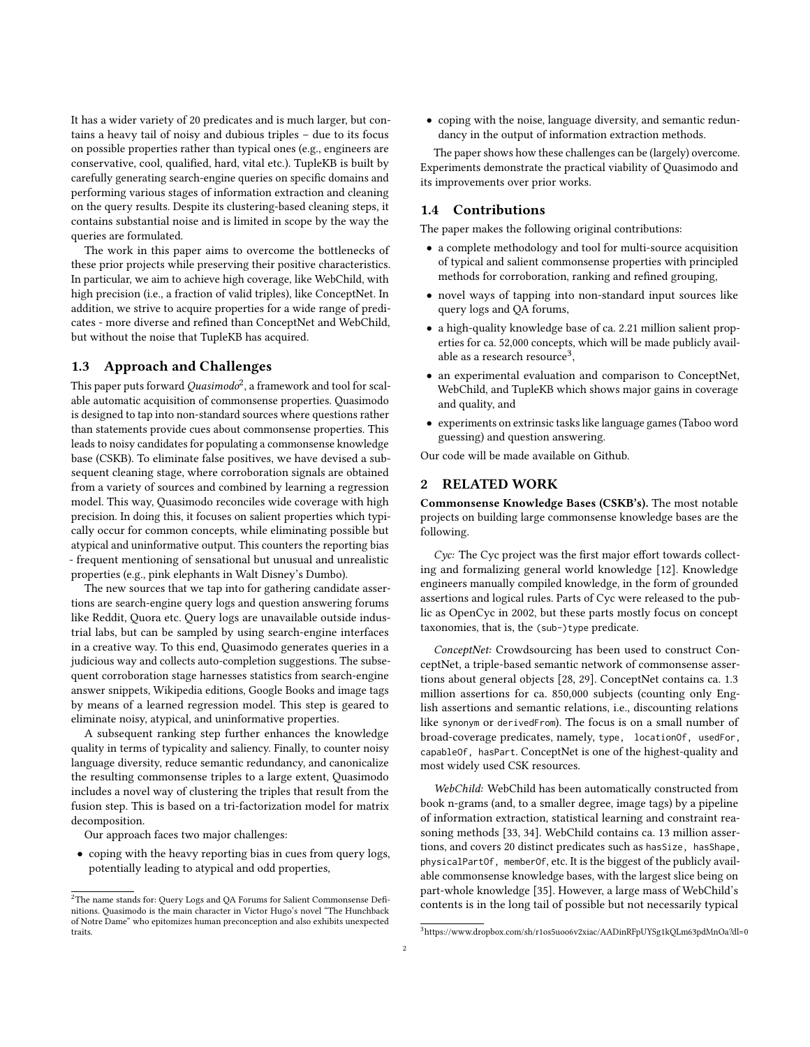It has a wider variety of 20 predicates and is much larger, but contains a heavy tail of noisy and dubious triples – due to its focus on possible properties rather than typical ones (e.g., engineers are conservative, cool, qualified, hard, vital etc.). TupleKB is built by carefully generating search-engine queries on specific domains and performing various stages of information extraction and cleaning on the query results. Despite its clustering-based cleaning steps, it contains substantial noise and is limited in scope by the way the queries are formulated.

The work in this paper aims to overcome the bottlenecks of these prior projects while preserving their positive characteristics. In particular, we aim to achieve high coverage, like WebChild, with high precision (i.e., a fraction of valid triples), like ConceptNet. In addition, we strive to acquire properties for a wide range of predicates - more diverse and refined than ConceptNet and WebChild, but without the noise that TupleKB has acquired.

### 1.3 Approach and Challenges

This paper puts forward *Quasimodo*[2], a framework and tool for scalable automatic acquisition of commonsense properties. Quasimodo is designed to tap into non-standard sources where questions rather than statements provide cues about commonsense properties. This leads to noisy candidates for populating a commonsense knowledge base (CSKB). To eliminate false positives, we have devised a subsequent cleaning stage, where corroboration signals are obtained from a variety of sources and combined by learning a regression model. This way, Quasimodo reconciles wide coverage with high precision. In doing this, it focuses on salient properties which typically occur for common concepts, while eliminating possible but atypical and uninformative output. This counters the reporting bias - frequent mentioning of sensational but unusual and unrealistic properties (e.g., pink elephants in Walt Disney's Dumbo).

The new sources that we tap into for gathering candidate assertions are search-engine query logs and question answering forums like Reddit, Quora etc. Query logs are unavailable outside industrial labs, but can be sampled by using search-engine interfaces in a creative way. To this end, Quasimodo generates queries in a judicious way and collects auto-completion suggestions. The subsequent corroboration stage harnesses statistics from search-engine answer snippets, Wikipedia editions, Google Books and image tags by means of a learned regression model. This step is geared to eliminate noisy, atypical, and uninformative properties.

A subsequent ranking step further enhances the knowledge quality in terms of typicality and saliency. Finally, to counter noisy language diversity, reduce semantic redundancy, and canonicalize the resulting commonsense triples to a large extent, Quasimodo includes a novel way of clustering the triples that result from the fusion step. This is based on a tri-factorization model for matrix decomposition.

Our approach faces two major challenges:

- coping with the heavy reporting bias in cues from query logs, potentially leading to atypical and odd properties,
- coping with the noise, language diversity, and semantic redundancy in the output of information extraction methods.

The paper shows how these challenges can be (largely) overcome. Experiments demonstrate the practical viability of Quasimodo and its improvements over prior works.

### 1.4 Contributions

The paper makes the following original contributions:

- a complete methodology and tool for multi-source acquisition of typical and salient commonsense properties with principled methods for corroboration, ranking and refined grouping,
- novel ways of tapping into non-standard input sources like query logs and QA forums,
- a high-quality knowledge base of ca. 2.21 million salient properties for ca. 52,000 concepts, which will be made publicly available as a research resource[3],
- an experimental evaluation and comparison to ConceptNet, WebChild, and TupleKB which shows major gains in coverage and quality, and
- experiments on extrinsic tasks like language games (Taboo word guessing) and question answering.

Our code will be made available on Github.

## 2 RELATED WORK

**Commonsense Knowledge Bases (CSKB's).** The most notable projects on building large commonsense knowledge bases are the following.

*Cyc:* The Cyc project was the first major effort towards collecting and formalizing general world knowledge [12]. Knowledge engineers manually compiled knowledge, in the form of grounded assertions and logical rules. Parts of Cyc were released to the public as OpenCyc in 2002, but these parts mostly focus on concept taxonomies, that is, the `(sub-)type` predicate.

*ConceptNet:* Crowdsourcing has been used to construct ConceptNet, a triple-based semantic network of commonsense assertions about general objects [28, 29]. ConceptNet contains ca. 1.3 million assertions for ca. 850,000 subjects (counting only English assertions and semantic relations, i.e., discounting relations like `synonym` or `derivedFrom`). The focus is on a small number of broad-coverage predicates, namely, `type`, `locationOf`, `usedFor`, `capableOf`, `hasPart`. ConceptNet is one of the highest-quality and most widely used CSK resources.

*WebChild:* WebChild has been automatically constructed from book n-grams (and, to a smaller degree, image tags) by a pipeline of information extraction, statistical learning and constraint reasoning methods [33, 34]. WebChild contains ca. 13 million assertions, and covers 20 distinct predicates such as `hasSize`, `hasShape`, `physicalPartOf`, `memberOf`, etc. It is the biggest of the publicly available commonsense knowledge bases, with the largest slice being on part-whole knowledge [35]. However, a large mass of WebChild's contents is in the long tail of possible but not necessarily typical

---

[2] The name stands for: Query Logs and QA Forums for Salient Commonsense Definitions. Quasimodo is the main character in Victor Hugo's novel "The Hunchback of Notre Dame" who epitomizes human preconception and also exhibits unexpected traits.

[3] https://www.dropbox.com/sh/r1os5uoo6v2xiac/AADinRFpUYSg1kQLm63pdMnOa?dl=0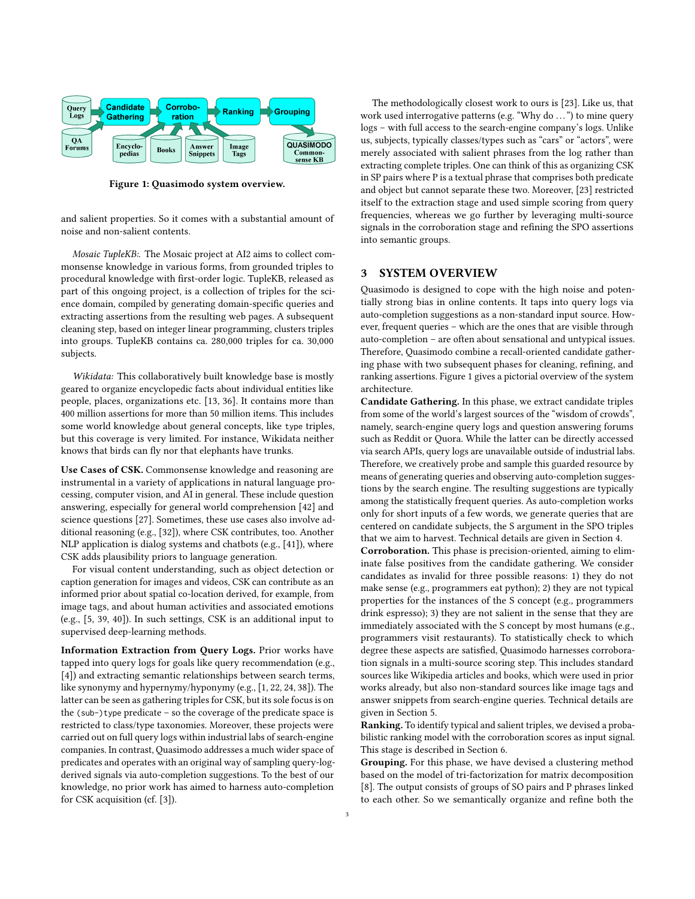Figure 1: Quasimodo system overview.

and salient properties. So it comes with a substantial amount of noise and non-salient contents.

*Mosaic TupleKB:.* The Mosaic project at AI2 aims to collect commonsense knowledge in various forms, from grounded triples to procedural knowledge with first-order logic. TupleKB, released as part of this ongoing project, is a collection of triples for the science domain, compiled by generating domain-specific queries and extracting assertions from the resulting web pages. A subsequent cleaning step, based on integer linear programming, clusters triples into groups. TupleKB contains ca. 280,000 triples for ca. 30,000 subjects.

*Wikidata:* This collaboratively built knowledge base is mostly geared to organize encyclopedic facts about individual entities like people, places, organizations etc. [13, 36]. It contains more than 400 million assertions for more than 50 million items. This includes some world knowledge about general concepts, like `type` triples, but this coverage is very limited. For instance, Wikidata neither knows that birds can fly nor that elephants have trunks.

**Use Cases of CSK.** Commonsense knowledge and reasoning are instrumental in a variety of applications in natural language processing, computer vision, and AI in general. These include question answering, especially for general world comprehension [42] and science questions [27]. Sometimes, these use cases also involve additional reasoning (e.g., [32]), where CSK contributes, too. Another NLP application is dialog systems and chatbots (e.g., [41]), where CSK adds plausibility priors to language generation.

For visual content understanding, such as object detection or caption generation for images and videos, CSK can contribute as an informed prior about spatial co-location derived, for example, from image tags, and about human activities and associated emotions (e.g., [5, 39, 40]). In such settings, CSK is an additional input to supervised deep-learning methods.

**Information Extraction from Query Logs.** Prior works have tapped into query logs for goals like query recommendation (e.g., [4]) and extracting semantic relationships between search terms, like synonymy and hypernymy/hyponymy (e.g., [1, 22, 24, 38]). The latter can be seen as gathering triples for CSK, but its sole focus is on the `(sub-)type` predicate – so the coverage of the predicate space is restricted to class/type taxonomies. Moreover, these projects were carried out on full query logs within industrial labs of search-engine companies. In contrast, Quasimodo addresses a much wider space of predicates and operates with an original way of sampling query-log-derived signals via auto-completion suggestions. To the best of our knowledge, no prior work has aimed to harness auto-completion for CSK acquisition (cf. [3]).

The methodologically closest work to ours is [23]. Like us, that work used interrogative patterns (e.g. "Why do ...") to mine query logs – with full access to the search-engine company's logs. Unlike us, subjects, typically classes/types such as "cars" or "actors", were merely associated with salient phrases from the log rather than extracting complete triples. One can think of this as organizing CSK in SP pairs where P is a textual phrase that comprises both predicate and object but cannot separate these two. Moreover, [23] restricted itself to the extraction stage and used simple scoring from query frequencies, whereas we go further by leveraging multi-source signals in the corroboration stage and refining the SPO assertions into semantic groups.

## 3 SYSTEM OVERVIEW

Quasimodo is designed to cope with the high noise and potentially strong bias in online contents. It taps into query logs via auto-completion suggestions as a non-standard input source. However, frequent queries – which are the ones that are visible through auto-completion – are often about sensational and untypical issues. Therefore, Quasimodo combine a recall-oriented candidate gathering phase with two subsequent phases for cleaning, refining, and ranking assertions. Figure 1 gives a pictorial overview of the system architecture.

**Candidate Gathering.** In this phase, we extract candidate triples from some of the world's largest sources of the "wisdom of crowds", namely, search-engine query logs and question answering forums such as Reddit or Quora. While the latter can be directly accessed via search APIs, query logs are unavailable outside of industrial labs. Therefore, we creatively probe and sample this guarded resource by means of generating queries and observing auto-completion suggestions by the search engine. The resulting suggestions are typically among the statistically frequent queries. As auto-completion works only for short inputs of a few words, we generate queries that are centered on candidate subjects, the S argument in the SPO triples that we aim to harvest. Technical details are given in Section 4.

**Corroboration.** This phase is precision-oriented, aiming to eliminate false positives from the candidate gathering. We consider candidates as invalid for three possible reasons: 1) they do not make sense (e.g., programmers eat python); 2) they are not typical properties for the instances of the S concept (e.g., programmers drink espresso); 3) they are not salient in the sense that they are immediately associated with the S concept by most humans (e.g., programmers visit restaurants). To statistically check to which degree these aspects are satisfied, Quasimodo harnesses corroboration signals in a multi-source scoring step. This includes standard sources like Wikipedia articles and books, which were used in prior works already, but also non-standard sources like image tags and answer snippets from search-engine queries. Technical details are given in Section 5.

**Ranking.** To identify typical and salient triples, we devised a probabilistic ranking model with the corroboration scores as input signal. This stage is described in Section 6.

**Grouping.** For this phase, we have devised a clustering method based on the model of tri-factorization for matrix decomposition [8]. The output consists of groups of SO pairs and P phrases linked to each other. So we semantically organize and refine both the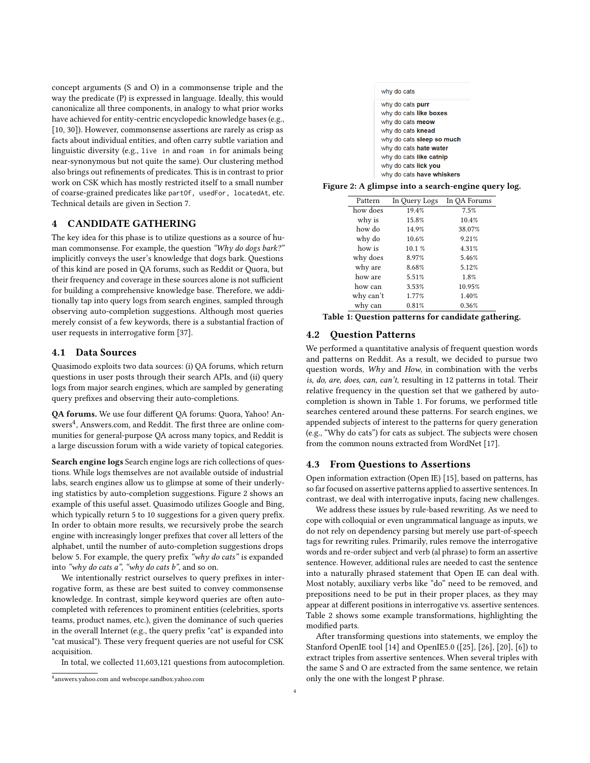concept arguments (S and O) in a commonsense triple and the way the predicate (P) is expressed in language. Ideally, this would canonicalize all three components, in analogy to what prior works have achieved for entity-centric encyclopedic knowledge bases (e.g., [10, 30]). However, commonsense assertions are rarely as crisp as facts about individual entities, and often carry subtle variation and linguistic diversity (e.g., `live in` and `roam in` for animals being near-synonymous but not quite the same). Our clustering method also brings out refinements of predicates. This is in contrast to prior work on CSK which has mostly restricted itself to a small number of coarse-grained predicates like `partOf`, `usedFor`, `locatedAt`, etc. Technical details are given in Section 7.

## 4 CANDIDATE GATHERING

The key idea for this phase is to utilize questions as a source of human commonsense. For example, the question *"Why do dogs bark?"* implicitly conveys the user's knowledge that dogs bark. Questions of this kind are posed in QA forums, such as Reddit or Quora, but their frequency and coverage in these sources alone is not sufficient for building a comprehensive knowledge base. Therefore, we additionally tap into query logs from search engines, sampled through observing auto-completion suggestions. Although most queries merely consist of a few keywords, there is a substantial fraction of user requests in interrogative form [37].

### 4.1 Data Sources

Quasimodo exploits two data sources: (i) QA forums, which return questions in user posts through their search APIs, and (ii) query logs from major search engines, which are sampled by generating query prefixes and observing their auto-completions.

**QA forums.** We use four different QA forums: Quora, Yahoo! Answers[4], Answers.com, and Reddit. The first three are online communities for general-purpose QA across many topics, and Reddit is a large discussion forum with a wide variety of topical categories.

**Search engine logs** Search engine logs are rich collections of questions. While logs themselves are not available outside of industrial labs, search engines allow us to glimpse at some of their underlying statistics by auto-completion suggestions. Figure 2 shows an example of this useful asset. Quasimodo utilizes Google and Bing, which typically return 5 to 10 suggestions for a given query prefix. In order to obtain more results, we recursively probe the search engine with increasingly longer prefixes that cover all letters of the alphabet, until the number of auto-completion suggestions drops below 5. For example, the query prefix *"why do cats"* is expanded into *"why do cats a"*, *"why do cats b"*, and so on.

We intentionally restrict ourselves to query prefixes in interrogative form, as these are best suited to convey commonsense knowledge. In contrast, simple keyword queries are often auto-completed with references to prominent entities (celebrities, sports teams, product names, etc.), given the dominance of such queries in the overall Internet (e.g., the query prefix "cat" is expanded into "cat musical"). These very frequent queries are not useful for CSK acquisition.

In total, we collected 11,603,121 questions from autocompletion.

[4] answers.yahoo.com and webscope.sandbox.yahoo.com

why do cats

why do cats **purr**
why do cats **like boxes**
why do cats **meow**
why do cats **knead**
why do cats **sleep so much**
why do cats **hate water**
why do cats **like catnip**
why do cats **lick you**
why do cats **have whiskers**

**Figure 2: A glimpse into a search-engine query log.**

| Pattern | In Query Logs | In QA Forums |
|---|---|---|
| how does | 19.4% | 7.5% |
| why is | 15.8% | 10.4% |
| how do | 14.9% | 38.07% |
| why do | 10.6% | 9.21% |
| how is | 10.1 % | 4.31% |
| why does | 8.97% | 5.46% |
| why are | 8.68% | 5.12% |
| how are | 5.51% | 1.8% |
| how can | 3.53% | 10.95% |
| why can't | 1.77% | 1.40% |
| why can | 0.81% | 0.36% |

**Table 1: Question patterns for candidate gathering.**

### 4.2 Question Patterns

We performed a quantitative analysis of frequent question words and patterns on Reddit. As a result, we decided to pursue two question words, *Why* and *How*, in combination with the verbs *is, do, are, does, can, can't*, resulting in 12 patterns in total. Their relative frequency in the question set that we gathered by auto-completion is shown in Table 1. For forums, we performed title searches centered around these patterns. For search engines, we appended subjects of interest to the patterns for query generation (e.g., "Why do cats") for cats as subject. The subjects were chosen from the common nouns extracted from WordNet [17].

### 4.3 From Questions to Assertions

Open information extraction (Open IE) [15], based on patterns, has so far focused on assertive patterns applied to assertive sentences. In contrast, we deal with interrogative inputs, facing new challenges.

We address these issues by rule-based rewriting. As we need to cope with colloquial or even ungrammatical language as inputs, we do not rely on dependency parsing but merely use part-of-speech tags for rewriting rules. Primarily, rules remove the interrogative words and re-order subject and verb (al phrase) to form an assertive sentence. However, additional rules are needed to cast the sentence into a naturally phrased statement that Open IE can deal with. Most notably, auxiliary verbs like "do" need to be removed, and prepositions need to be put in their proper places, as they may appear at different positions in interrogative vs. assertive sentences. Table 2 shows some example transformations, highlighting the modified parts.

After transforming questions into statements, we employ the Stanford OpenIE tool [14] and OpenIE5.0 ([25], [26], [20], [6]) to extract triples from assertive sentences. When several triples with the same S and O are extracted from the same sentence, we retain only the one with the longest P phrase.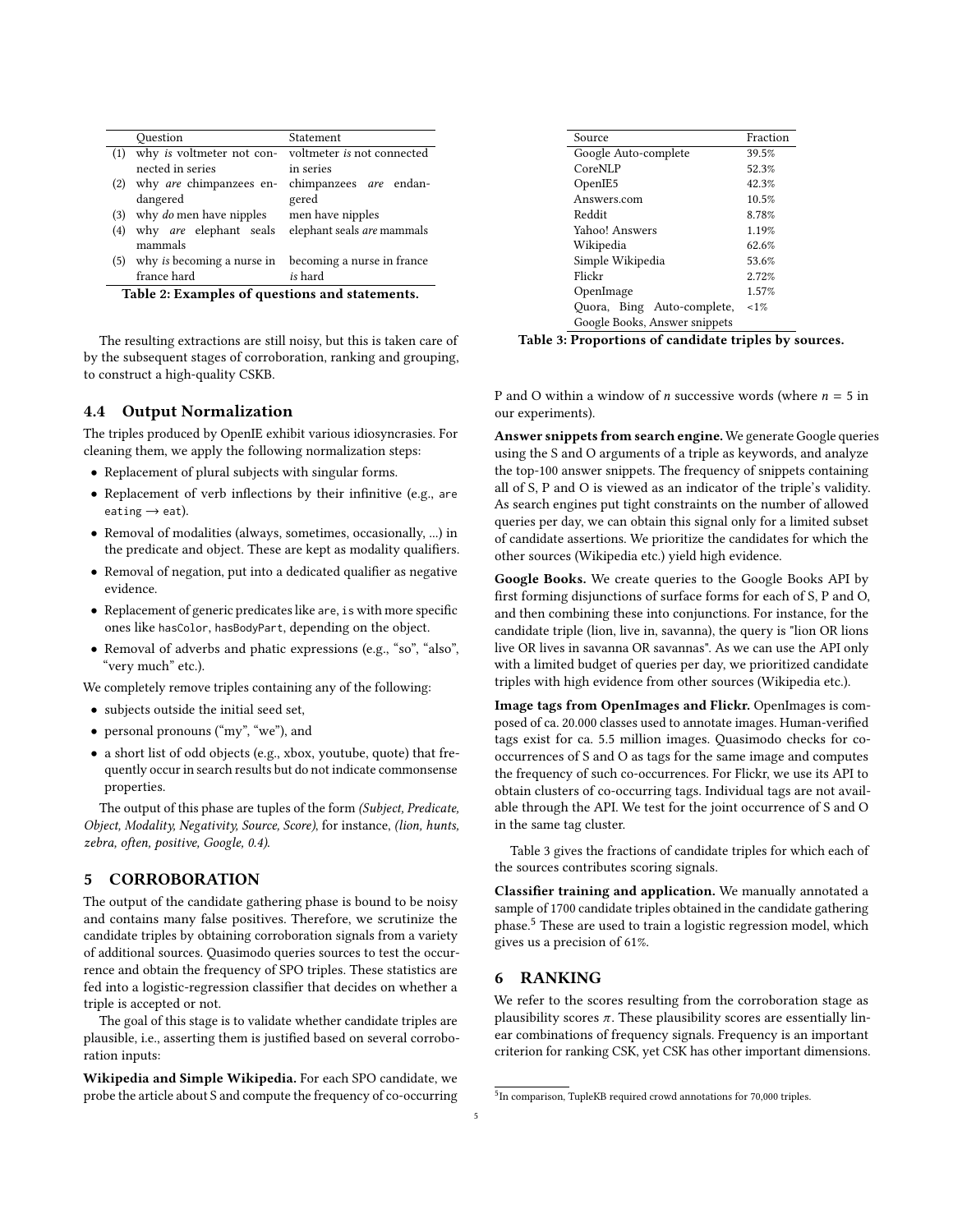|  | Question | Statement |
| --- | --- | --- |
| (1) | why *is* voltmeter not connected in series | voltmeter *is* not connected in series |
| (2) | why *are* chimpanzees endangered | chimpanzees *are* endangered |
| (3) | why *do* men have nipples | men have nipples |
| (4) | why *are* elephant seals mammals | elephant seals *are* mammals |
| (5) | why *is* becoming a nurse in france hard | becoming a nurse in france *is* hard |

**Table 2: Examples of questions and statements.**

The resulting extractions are still noisy, but this is taken care of by the subsequent stages of corroboration, ranking and grouping, to construct a high-quality CSKB.

## 4.4 Output Normalization

The triples produced by OpenIE exhibit various idiosyncrasies. For cleaning them, we apply the following normalization steps:

- Replacement of plural subjects with singular forms.
- Replacement of verb inflections by their infinitive (e.g., are eating → eat).
- Removal of modalities (always, sometimes, occasionally, ...) in the predicate and object. These are kept as modality qualifiers.
- Removal of negation, put into a dedicated qualifier as negative evidence.
- Replacement of generic predicates like are, is with more specific ones like hasColor, hasBodyPart, depending on the object.
- Removal of adverbs and phatic expressions (e.g., "so", "also", "very much" etc.).

We completely remove triples containing any of the following:

- subjects outside the initial seed set,
- personal pronouns ("my", "we"), and
- a short list of odd objects (e.g., xbox, youtube, quote) that frequently occur in search results but do not indicate commonsense properties.

The output of this phase are tuples of the form *(Subject, Predicate, Object, Modality, Negativity, Source, Score)*, for instance, *(lion, hunts, zebra, often, positive, Google, 0.4)*.

# 5 CORROBORATION

The output of the candidate gathering phase is bound to be noisy and contains many false positives. Therefore, we scrutinize the candidate triples by obtaining corroboration signals from a variety of additional sources. Quasimodo queries sources to test the occurrence and obtain the frequency of SPO triples. These statistics are fed into a logistic-regression classifier that decides on whether a triple is accepted or not.

The goal of this stage is to validate whether candidate triples are plausible, i.e., asserting them is justified based on several corroboration inputs:

**Wikipedia and Simple Wikipedia.** For each SPO candidate, we probe the article about S and compute the frequency of co-occurring P and O within a window of $n$ successive words (where $n = 5$ in our experiments).

| Source | Fraction |
| --- | --- |
| Google Auto-complete | 39.5% |
| CoreNLP | 52.3% |
| OpenIE5 | 42.3% |
| Answers.com | 10.5% |
| Reddit | 8.78% |
| Yahoo! Answers | 1.19% |
| Wikipedia | 62.6% |
| Simple Wikipedia | 53.6% |
| Flickr | 2.72% |
| OpenImage | 1.57% |
| Quora, Bing Auto-complete, Google Books, Answer snippets | <1% |

**Table 3: Proportions of candidate triples by sources.**

**Answer snippets from search engine.** We generate Google queries using the S and O arguments of a triple as keywords, and analyze the top-100 answer snippets. The frequency of snippets containing all of S, P and O is viewed as an indicator of the triple's validity. As search engines put tight constraints on the number of allowed queries per day, we can obtain this signal only for a limited subset of candidate assertions. We prioritize the candidates for which the other sources (Wikipedia etc.) yield high evidence.

**Google Books.** We create queries to the Google Books API by first forming disjunctions of surface forms for each of S, P and O, and then combining these into conjunctions. For instance, for the candidate triple (lion, live in, savanna), the query is "lion OR lions live OR lives in savanna OR savannas". As we can use the API only with a limited budget of queries per day, we prioritized candidate triples with high evidence from other sources (Wikipedia etc.).

**Image tags from OpenImages and Flickr.** OpenImages is composed of ca. 20.000 classes used to annotate images. Human-verified tags exist for ca. 5.5 million images. Quasimodo checks for co-occurrences of S and O as tags for the same image and computes the frequency of such co-occurrences. For Flickr, we use its API to obtain clusters of co-occurring tags. Individual tags are not available through the API. We test for the joint occurrence of S and O in the same tag cluster.

Table 3 gives the fractions of candidate triples for which each of the sources contributes scoring signals.

**Classifier training and application.** We manually annotated a sample of 1700 candidate triples obtained in the candidate gathering phase.[5] These are used to train a logistic regression model, which gives us a precision of 61%.

# 6 RANKING

We refer to the scores resulting from the corroboration stage as plausibility scores $\pi$. These plausibility scores are essentially linear combinations of frequency signals. Frequency is an important criterion for ranking CSK, yet CSK has other important dimensions.

[5] In comparison, TupleKB required crowd annotations for 70,000 triples.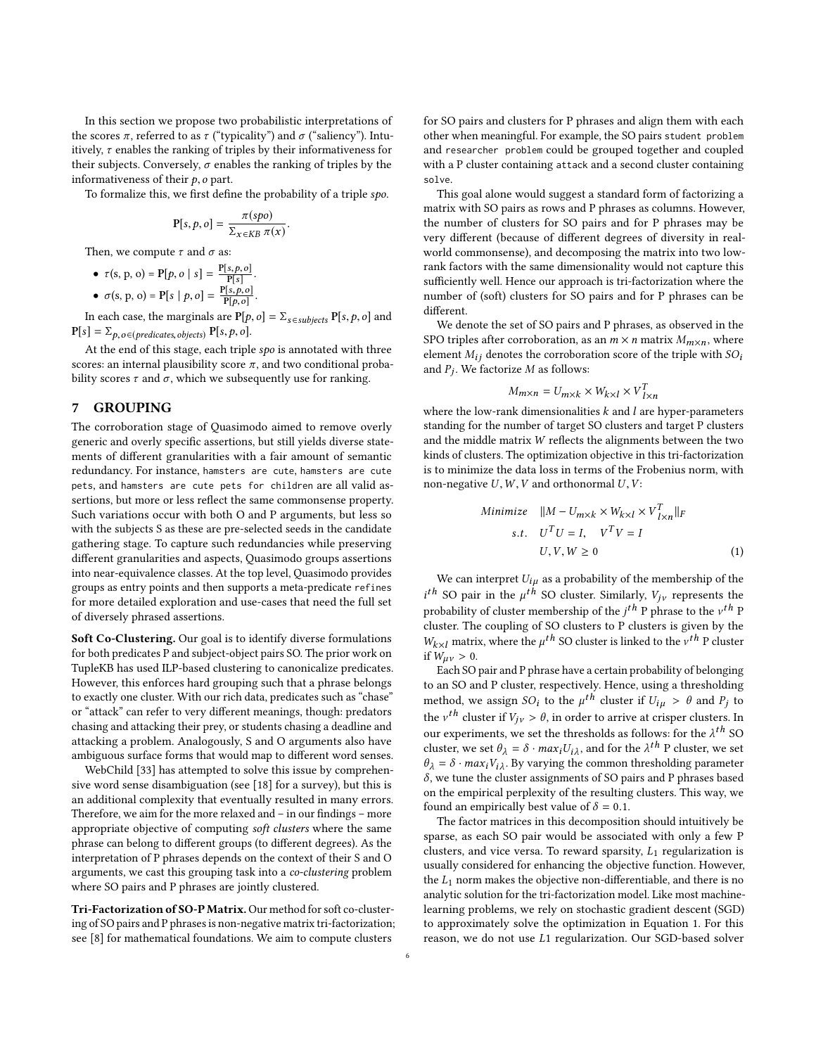In this section we propose two probabilistic interpretations of the scores $\pi$, referred to as $\tau$ ("typicality") and $\sigma$ ("saliency"). Intuitively, $\tau$ enables the ranking of triples by their informativeness for their subjects. Conversely, $\sigma$ enables the ranking of triples by the informativeness of their $p, o$ part.

To formalize this, we first define the probability of a triple $spo$.

$$\mathbf{P}[s,p,o] = \frac{\pi(spo)}{\Sigma_{x \in KB}\, \pi(x)}.$$

Then, we compute $\tau$ and $\sigma$ as:

- $\tau$(s, p, o) = $\mathbf{P}[p, o \mid s] = \frac{\mathbf{P}[s,p,o]}{\mathbf{P}[s]}$.
- $\sigma$(s, p, o) = $\mathbf{P}[s \mid p, o] = \frac{\mathbf{P}[s,p,o]}{\mathbf{P}[p,o]}$.

In each case, the marginals are $\mathbf{P}[p,o] = \Sigma_{s \in subjects}\, \mathbf{P}[s,p,o]$ and $\mathbf{P}[s] = \Sigma_{p,o \in (predicates, objects)}\, \mathbf{P}[s,p,o]$.

At the end of this stage, each triple $spo$ is annotated with three scores: an internal plausibility score $\pi$, and two conditional probability scores $\tau$ and $\sigma$, which we subsequently use for ranking.

## 7 GROUPING

The corroboration stage of Quasimodo aimed to remove overly generic and overly specific assertions, but still yields diverse statements of different granularities with a fair amount of semantic redundancy. For instance, `hamsters are cute`, `hamsters are cute pets`, and `hamsters are cute pets for children` are all valid assertions, but more or less reflect the same commonsense property. Such variations occur with both O and P arguments, but less so with the subjects S as these are pre-selected seeds in the candidate gathering stage. To capture such redundancies while preserving different granularities and aspects, Quasimodo groups assertions into near-equivalence classes. At the top level, Quasimodo provides groups as entry points and then supports a meta-predicate `refines` for more detailed exploration and use-cases that need the full set of diversely phrased assertions.

**Soft Co-Clustering.** Our goal is to identify diverse formulations for both predicates P and subject-object pairs SO. The prior work on TupleKB has used ILP-based clustering to canonicalize predicates. However, this enforces hard grouping such that a phrase belongs to exactly one cluster. With our rich data, predicates such as "chase" or "attack" can refer to very different meanings, though: predators chasing and attacking their prey, or students chasing a deadline and attacking a problem. Analogously, S and O arguments also have ambiguous surface forms that would map to different word senses.

WebChild [33] has attempted to solve this issue by comprehensive word sense disambiguation (see [18] for a survey), but this is an additional complexity that eventually resulted in many errors. Therefore, we aim for the more relaxed and – in our findings – more appropriate objective of computing *soft clusters* where the same phrase can belong to different groups (to different degrees). As the interpretation of P phrases depends on the context of their S and O arguments, we cast this grouping task into a *co-clustering* problem where SO pairs and P phrases are jointly clustered.

**Tri-Factorization of SO-P Matrix.** Our method for soft co-clustering of SO pairs and P phrases is non-negative matrix tri-factorization; see [8] for mathematical foundations. We aim to compute clusters for SO pairs and clusters for P phrases and align them with each other when meaningful. For example, the SO pairs `student problem` and `researcher problem` could be grouped together and coupled with a P cluster containing `attack` and a second cluster containing `solve`.

This goal alone would suggest a standard form of factorizing a matrix with SO pairs as rows and P phrases as columns. However, the number of clusters for SO pairs and for P phrases may be very different (because of different degrees of diversity in real-world commonsense), and decomposing the matrix into two low-rank factors with the same dimensionality would not capture this sufficiently well. Hence our approach is tri-factorization where the number of (soft) clusters for SO pairs and for P phrases can be different.

We denote the set of SO pairs and P phrases, as observed in the SPO triples after corroboration, as an $m \times n$ matrix $M_{m \times n}$, where element $M_{ij}$ denotes the corroboration score of the triple with $SO_i$ and $P_j$. We factorize $M$ as follows:

$$M_{m \times n} = U_{m \times k} \times W_{k \times l} \times V_{l \times n}^{T}$$

where the low-rank dimensionalities $k$ and $l$ are hyper-parameters standing for the number of target SO clusters and target P clusters and the middle matrix $W$ reflects the alignments between the two kinds of clusters. The optimization objective in this tri-factorization is to minimize the data loss in terms of the Frobenius norm, with non-negative $U, W, V$ and orthonormal $U, V$:

$$\begin{aligned} Minimize \quad & \|M - U_{m \times k} \times W_{k \times l} \times V_{l \times n}^{T}\|_F \\ s.t. \quad & U^T U = I, \quad V^T V = I \\ & U, V, W \geq 0 \end{aligned} \tag{1}$$

We can interpret $U_{i\mu}$ as a probability of the membership of the $i^{th}$ SO pair in the $\mu^{th}$ SO cluster. Similarly, $V_{j\nu}$ represents the probability of cluster membership of the $j^{th}$ P phrase to the $\nu^{th}$ P cluster. The coupling of SO clusters to P clusters is given by the $W_{k \times l}$ matrix, where the $\mu^{th}$ SO cluster is linked to the $\nu^{th}$ P cluster if $W_{\mu\nu} > 0$.

Each SO pair and P phrase have a certain probability of belonging to an SO and P cluster, respectively. Hence, using a thresholding method, we assign $SO_i$ to the $\mu^{th}$ cluster if $U_{i\mu} > \theta$ and $P_j$ to the $\nu^{th}$ cluster if $V_{j\nu} > \theta$, in order to arrive at crisper clusters. In our experiments, we set the thresholds as follows: for the $\lambda^{th}$ SO cluster, we set $\theta_\lambda = \delta \cdot max_i U_{i\lambda}$, and for the $\lambda^{th}$ P cluster, we set $\theta_\lambda = \delta \cdot max_i V_{i\lambda}$. By varying the common thresholding parameter $\delta$, we tune the cluster assignments of SO pairs and P phrases based on the empirical perplexity of the resulting clusters. This way, we found an empirically best value of $\delta = 0.1$.

The factor matrices in this decomposition should intuitively be sparse, as each SO pair would be associated with only a few P clusters, and vice versa. To reward sparsity, $L_1$ regularization is usually considered for enhancing the objective function. However, the $L_1$ norm makes the objective non-differentiable, and there is no analytic solution for the tri-factorization model. Like most machine-learning problems, we rely on stochastic gradient descent (SGD) to approximately solve the optimization in Equation 1. For this reason, we do not use $L1$ regularization. Our SGD-based solver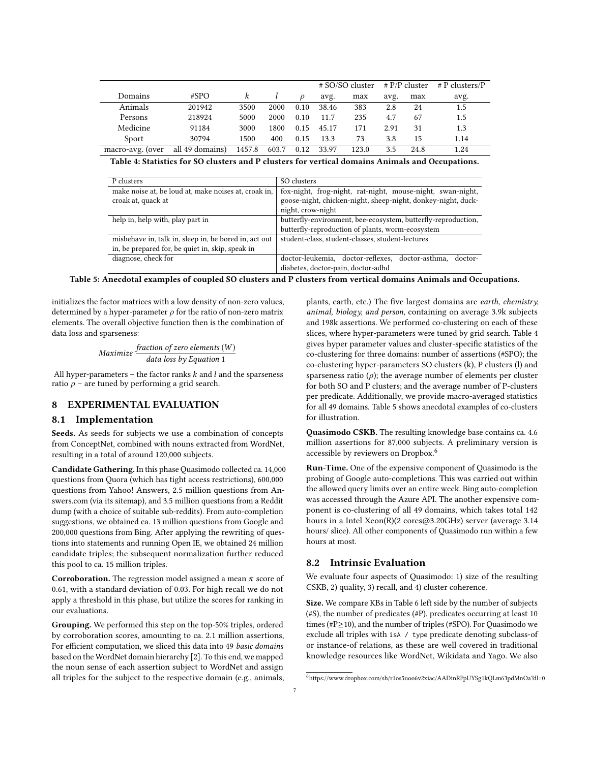| | | | | | # SO/SO cluster | | # P/P cluster | | # P clusters/P |
|---|---|---|---|---|---|---|---|---|---|
| Domains | #SPO | $k$ | $l$ | $\rho$ | avg. | max | avg. | max | avg. |
| Animals | 201942 | 3500 | 2000 | 0.10 | 38.46 | 383 | 2.8 | 24 | 1.5 |
| Persons | 218924 | 5000 | 2000 | 0.10 | 11.7 | 235 | 4.7 | 67 | 1.5 |
| Medicine | 91184 | 3000 | 1800 | 0.15 | 45.17 | 171 | 2.91 | 31 | 1.3 |
| Sport | 30794 | 1500 | 400 | 0.15 | 13.3 | 73 | 3.8 | 15 | 1.14 |
| macro-avg. (over | all 49 domains) | 1457.8 | 603.7 | 0.12 | 33.97 | 123.0 | 3.5 | 24.8 | 1.24 |

**Table 4: Statistics for SO clusters and P clusters for vertical domains Animals and Occupations.**

| P clusters | SO clusters |
|---|---|
| make noise at, be loud at, make noises at, croak in, croak at, quack at | fox-night, frog-night, rat-night, mouse-night, swan-night, goose-night, chicken-night, sheep-night, donkey-night, duck-night, crow-night |
| help in, help with, play part in | butterfly-environment, bee-ecosystem, butterfly-reproduction, butterfly-reproduction of plants, worm-ecosystem |
| misbehave in, talk in, sleep in, be bored in, act out in, be prepared for, be quiet in, skip, speak in | student-class, student-classes, student-lectures |
| diagnose, check for | doctor-leukemia, doctor-reflexes, doctor-asthma, doctor-diabetes, doctor-pain, doctor-adhd |

**Table 5: Anecdotal examples of coupled SO clusters and P clusters from vertical domains Animals and Occupations.**

initializes the factor matrices with a low density of non-zero values, determined by a hyper-parameter $\rho$ for the ratio of non-zero matrix elements. The overall objective function then is the combination of data loss and sparseness:

$$Maximize \; \frac{\textit{fraction of zero elements}\,(W)}{\textit{data loss by Equation 1}}$$

All hyper-parameters – the factor ranks $k$ and $l$ and the sparseness ratio $\rho$ – are tuned by performing a grid search.

## 8 EXPERIMENTAL EVALUATION

### 8.1 Implementation

**Seeds.** As seeds for subjects we use a combination of concepts from ConceptNet, combined with nouns extracted from WordNet, resulting in a total of around 120,000 subjects.

**Candidate Gathering.** In this phase Quasimodo collected ca. 14,000 questions from Quora (which has tight access restrictions), 600,000 questions from Yahoo! Answers, 2.5 million questions from Answers.com (via its sitemap), and 3.5 million questions from a Reddit dump (with a choice of suitable sub-reddits). From auto-completion suggestions, we obtained ca. 13 million questions from Google and 200,000 questions from Bing. After applying the rewriting of questions into statements and running Open IE, we obtained 24 million candidate triples; the subsequent normalization further reduced this pool to ca. 15 million triples.

**Corroboration.** The regression model assigned a mean $\pi$ score of 0.61, with a standard deviation of 0.03. For high recall we do not apply a threshold in this phase, but utilize the scores for ranking in our evaluations.

**Grouping.** We performed this step on the top-50% triples, ordered by corroboration scores, amounting to ca. 2.1 million assertions, For efficient computation, we sliced this data into 49 *basic domains* based on the WordNet domain hierarchy [2]. To this end, we mapped the noun sense of each assertion subject to WordNet and assign all triples for the subject to the respective domain (e.g., animals, plants, earth, etc.) The five largest domains are *earth, chemistry, animal, biology, and person*, containing on average 3.9k subjects and 198k assertions. We performed co-clustering on each of these slices, where hyper-parameters were tuned by grid search. Table 4 gives hyper parameter values and cluster-specific statistics of the co-clustering for three domains: number of assertions (#SPO); the co-clustering hyper-parameters SO clusters (k), P clusters (l) and sparseness ratio ($\rho$); the average number of elements per cluster for both SO and P clusters; and the average number of P-clusters per predicate. Additionally, we provide macro-averaged statistics for all 49 domains. Table 5 shows anecdotal examples of co-clusters for illustration.

**Quasimodo CSKB.** The resulting knowledge base contains ca. 4.6 million assertions for 87,000 subjects. A preliminary version is accessible by reviewers on Dropbox.[6]

**Run-Time.** One of the expensive component of Quasimodo is the probing of Google auto-completions. This was carried out within the allowed query limits over an entire week. Bing auto-completion was accessed through the Azure API. The another expensive component is co-clustering of all 49 domains, which takes total 142 hours in a Intel Xeon(R)(2 cores@3.20GHz) server (average 3.14 hours/ slice). All other components of Quasimodo run within a few hours at most.

### 8.2 Intrinsic Evaluation

We evaluate four aspects of Quasimodo: 1) size of the resulting CSKB, 2) quality, 3) recall, and 4) cluster coherence.

**Size.** We compare KBs in Table 6 left side by the number of subjects (#S), the number of predicates (#P), predicates occurring at least 10 times (#P≥10), and the number of triples (#SPO). For Quasimodo we exclude all triples with `isA / type` predicate denoting subclass-of or instance-of relations, as these are well covered in traditional knowledge resources like WordNet, Wikidata and Yago. We also

[6] https://www.dropbox.com/sh/r1os5uoo6v2xiac/AADinRFpUYSg1kQLm63pdMnOa?dl=0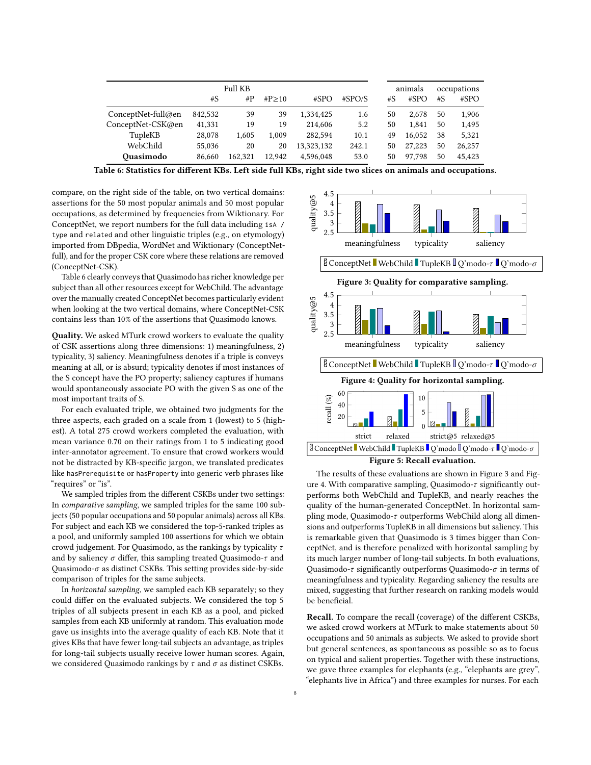| | Full KB | | | | | animals | | occupations | |
|---|---|---|---|---|---|---|---|---|---|
| | #S | #P | #P≥10 | #SPO | #SPO/S | #S | #SPO | #S | #SPO |
| ConceptNet-full@en | 842,532 | 39 | 39 | 1,334,425 | 1.6 | 50 | 2,678 | 50 | 1,906 |
| ConceptNet-CSK@en | 41,331 | 19 | 19 | 214,606 | 5.2 | 50 | 1,841 | 50 | 1,495 |
| TupleKB | 28,078 | 1,605 | 1,009 | 282,594 | 10.1 | 49 | 16,052 | 38 | 5,321 |
| WebChild | 55,036 | 20 | 20 | 13,323,132 | 242.1 | 50 | 27,223 | 50 | 26,257 |
| **Quasimodo** | 86,660 | 162,321 | 12,942 | 4,596,048 | 53.0 | 50 | 97,798 | 50 | 45,423 |

**Table 6: Statistics for different KBs. Left side full KBs, right side two slices on animals and occupations.**

compare, on the right side of the table, on two vertical domains: assertions for the 50 most popular animals and 50 most popular occupations, as determined by frequencies from Wiktionary. For ConceptNet, we report numbers for the full data including `isA` / `type` and `related` and other linguistic triples (e.g., on etymology) imported from DBpedia, WordNet and Wiktionary (ConceptNet-full), and for the proper CSK core where these relations are removed (ConceptNet-CSK).

Table 6 clearly conveys that Quasimodo has richer knowledge per subject than all other resources except for WebChild. The advantage over the manually created ConceptNet becomes particularly evident when looking at the two vertical domains, where ConceptNet-CSK contains less than 10% of the assertions that Quasimodo knows.

**Quality.** We asked MTurk crowd workers to evaluate the quality of CSK assertions along three dimensions: 1) meaningfulness, 2) typicality, 3) saliency. Meaningfulness denotes if a triple is conveys meaning at all, or is absurd; typicality denotes if most instances of the S concept have the PO property; saliency captures if humans would spontaneously associate PO with the given S as one of the most important traits of S.

For each evaluated triple, we obtained two judgments for the three aspects, each graded on a scale from 1 (lowest) to 5 (highest). A total 275 crowd workers completed the evaluation, with mean variance 0.70 on their ratings from 1 to 5 indicating good inter-annotator agreement. To ensure that crowd workers would not be distracted by KB-specific jargon, we translated predicates like `hasPrerequisite` or `hasProperty` into generic verb phrases like "requires" or "is".

We sampled triples from the different CSKBs under two settings: In *comparative sampling*, we sampled triples for the same 100 subjects (50 popular occupations and 50 popular animals) across all KBs. For subject and each KB we considered the top-5-ranked triples as a pool, and uniformly sampled 100 assertions for which we obtain crowd judgement. For Quasimodo, as the rankings by typicality $\tau$ and by saliency $\sigma$ differ, this sampling treated Quasimodo-$\tau$ and Quasimodo-$\sigma$ as distinct CSKBs. This setting provides side-by-side comparison of triples for the same subjects.

In *horizontal sampling*, we sampled each KB separately; so they could differ on the evaluated subjects. We considered the top 5 triples of all subjects present in each KB as a pool, and picked samples from each KB uniformly at random. This evaluation mode gave us insights into the average quality of each KB. Note that it gives KBs that have fewer long-tail subjects an advantage, as triples for long-tail subjects usually receive lower human scores. Again, we considered Quasimodo rankings by $\tau$ and $\sigma$ as distinct CSKBs.

**Figure 3: Quality for comparative sampling.**

**Figure 4: Quality for horizontal sampling.**

**Figure 5: Recall evaluation.**

The results of these evaluations are shown in Figure 3 and Figure 4. With comparative sampling, Quasimodo-$\tau$ significantly outperforms both WebChild and TupleKB, and nearly reaches the quality of the human-generated ConceptNet. In horizontal sampling mode, Quasimodo-$\tau$ outperforms WebChild along all dimensions and outperforms TupleKB in all dimensions but saliency. This is remarkable given that Quasimodo is 3 times bigger than ConceptNet, and is therefore penalized with horizontal sampling by its much larger number of long-tail subjects. In both evaluations, Quasimodo-$\tau$ significantly outperforms Quasimodo-$\sigma$ in terms of meaningfulness and typicality. Regarding saliency the results are mixed, suggesting that further research on ranking models would be beneficial.

**Recall.** To compare the recall (coverage) of the different CSKBs, we asked crowd workers at MTurk to make statements about 50 occupations and 50 animals as subjects. We asked to provide short but general sentences, as spontaneous as possible so as to focus on typical and salient properties. Together with these instructions, we gave three examples for elephants (e.g., "elephants are grey", "elephants live in Africa") and three examples for nurses. For each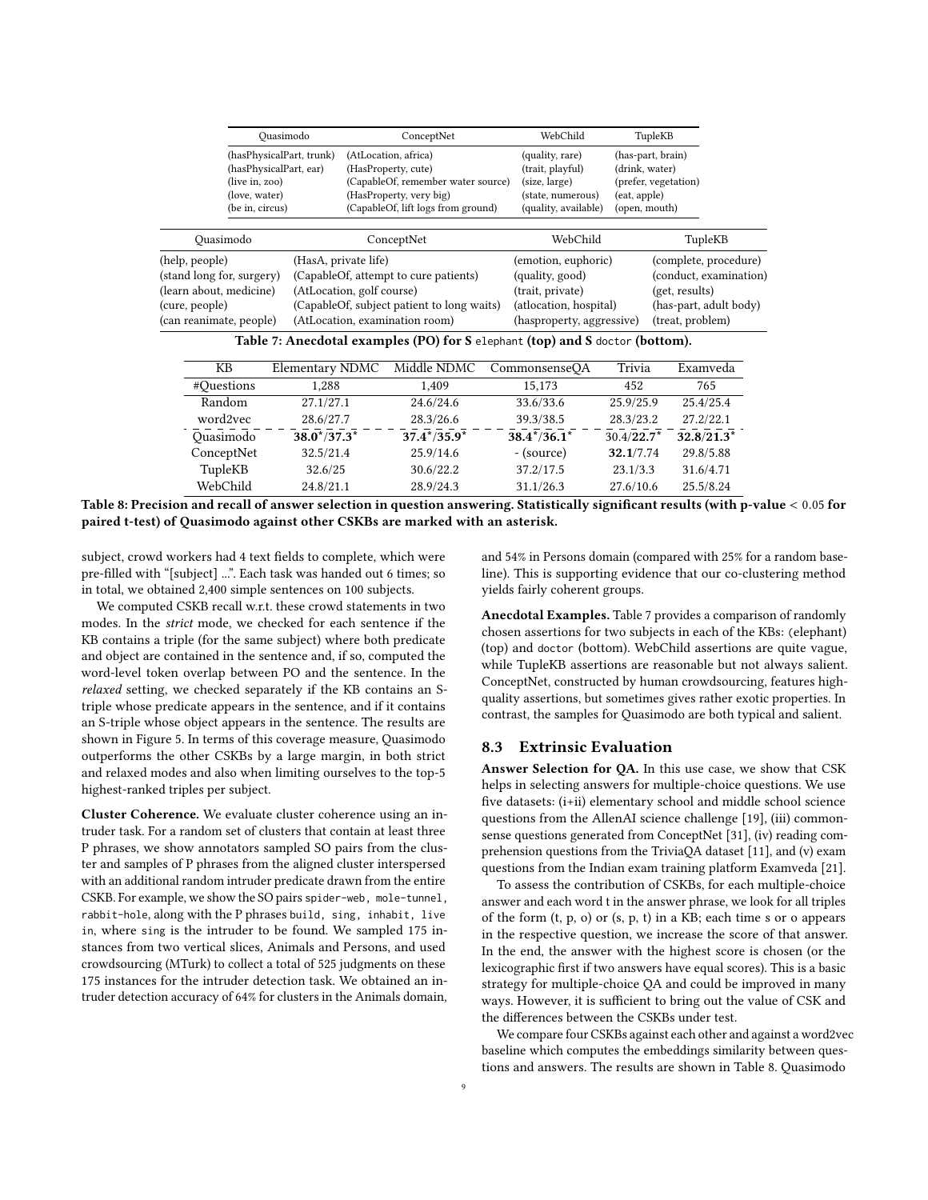| Quasimodo | ConceptNet | WebChild | TupleKB |
|---|---|---|---|
| (hasPhysicalPart, trunk) | (AtLocation, africa) | (quality, rare) | (has-part, brain) |
| (hasPhysicalPart, ear) | (HasProperty, cute) | (trait, playful) | (drink, water) |
| (live in, zoo) | (CapableOf, remember water source) | (size, large) | (prefer, vegetation) |
| (love, water) | (HasProperty, very big) | (state, numerous) | (eat, apple) |
| (be in, circus) | (CapableOf, lift logs from ground) | (quality, available) | (open, mouth) |

| Quasimodo | ConceptNet | WebChild | TupleKB |
|---|---|---|---|
| (help, people) | (HasA, private life) | (emotion, euphoric) | (complete, procedure) |
| (stand long for, surgery) | (CapableOf, attempt to cure patients) | (quality, good) | (conduct, examination) |
| (learn about, medicine) | (AtLocation, golf course) | (trait, private) | (get, results) |
| (cure, people) | (CapableOf, subject patient to long waits) | (atlocation, hospital) | (has-part, adult body) |
| (can reanimate, people) | (AtLocation, examination room) | (hasproperty, aggressive) | (treat, problem) |

**Table 7: Anecdotal examples (PO) for S `elephant` (top) and S `doctor` (bottom).**

| KB | Elementary NDMC | Middle NDMC | CommonsenseQA | Trivia | Examveda |
|---|---|---|---|---|---|
| #Questions | 1,288 | 1,409 | 15,173 | 452 | 765 |
| Random | 27.1/27.1 | 24.6/24.6 | 33.6/33.6 | 25.9/25.9 | 25.4/25.4 |
| word2vec | 28.6/27.7 | 28.3/26.6 | 39.3/38.5 | 28.3/23.2 | 27.2/22.1 |
| Quasimodo | **38.0***/**37.3*** | **37.4***/**35.9*** | **38.4***/**36.1*** | 30.4/**22.7*** | **32.8**/**21.3*** |
| ConceptNet | 32.5/21.4 | 25.9/14.6 | - (source) | **32.1**/7.74 | 29.8/5.88 |
| TupleKB | 32.6/25 | 30.6/22.2 | 37.2/17.5 | 23.1/3.3 | 31.6/4.71 |
| WebChild | 24.8/21.1 | 28.9/24.3 | 31.1/26.3 | 27.6/10.6 | 25.5/8.24 |

**Table 8: Precision and recall of answer selection in question answering. Statistically significant results (with p-value $< 0.05$ for paired t-test) of Quasimodo against other CSKBs are marked with an asterisk.**

subject, crowd workers had 4 text fields to complete, which were pre-filled with "[subject] ...". Each task was handed out 6 times; so in total, we obtained 2,400 simple sentences on 100 subjects.

We computed CSKB recall w.r.t. these crowd statements in two modes. In the *strict* mode, we checked for each sentence if the KB contains a triple (for the same subject) where both predicate and object are contained in the sentence and, if so, computed the word-level token overlap between PO and the sentence. In the *relaxed* setting, we checked separately if the KB contains an S-triple whose predicate appears in the sentence, and if it contains an S-triple whose object appears in the sentence. The results are shown in Figure 5. In terms of this coverage measure, Quasimodo outperforms the other CSKBs by a large margin, in both strict and relaxed modes and also when limiting ourselves to the top-5 highest-ranked triples per subject.

**Cluster Coherence.** We evaluate cluster coherence using an intruder task. For a random set of clusters that contain at least three P phrases, we show annotators sampled SO pairs from the cluster and samples of P phrases from the aligned cluster interspersed with an additional random intruder predicate drawn from the entire CSKB. For example, we show the SO pairs `spider-web`, `mole-tunnel`, `rabbit-hole`, along with the P phrases `build`, `sing`, `inhabit`, `live in`, where `sing` is the intruder to be found. We sampled 175 instances from two vertical slices, Animals and Persons, and used crowdsourcing (MTurk) to collect a total of 525 judgments on these 175 instances for the intruder detection task. We obtained an intruder detection accuracy of 64% for clusters in the Animals domain, and 54% in Persons domain (compared with 25% for a random baseline). This is supporting evidence that our co-clustering method yields fairly coherent groups.

**Anecdotal Examples.** Table 7 provides a comparison of randomly chosen assertions for two subjects in each of the KBs: (elephant) (top) and `doctor` (bottom). WebChild assertions are quite vague, while TupleKB assertions are reasonable but not always salient. ConceptNet, constructed by human crowdsourcing, features high-quality assertions, but sometimes gives rather exotic properties. In contrast, the samples for Quasimodo are both typical and salient.

## 8.3 Extrinsic Evaluation

**Answer Selection for QA.** In this use case, we show that CSK helps in selecting answers for multiple-choice questions. We use five datasets: (i+ii) elementary school and middle school science questions from the AllenAI science challenge [19], (iii) commonsense questions generated from ConceptNet [31], (iv) reading comprehension questions from the TriviaQA dataset [11], and (v) exam questions from the Indian exam training platform Examveda [21].

To assess the contribution of CSKBs, for each multiple-choice answer and each word t in the answer phrase, we look for all triples of the form (t, p, o) or (s, p, t) in a KB; each time s or o appears in the respective question, we increase the score of that answer. In the end, the answer with the highest score is chosen (or the lexicographic first if two answers have equal scores). This is a basic strategy for multiple-choice QA and could be improved in many ways. However, it is sufficient to bring out the value of CSK and the differences between the CSKBs under test.

We compare four CSKBs against each other and against a word2vec baseline which computes the embeddings similarity between questions and answers. The results are shown in Table 8. Quasimodo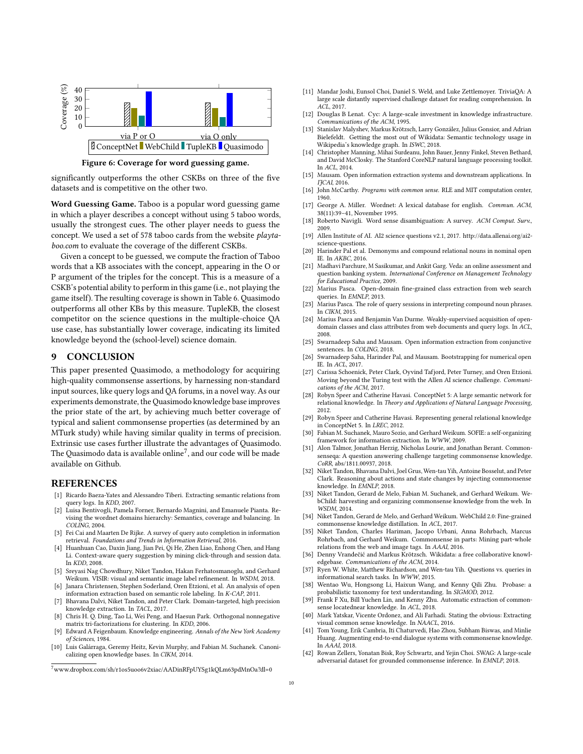Coverage (%)
40
30
20
10
0
via P or O
via O only
ConceptNet WebChild TupleKB Quasimodo

**Figure 6: Coverage for word guessing game.**

significantly outperforms the other CSKBs on three of the five datasets and is competitive on the other two.

**Word Guessing Game.** Taboo is a popular word guessing game in which a player describes a concept without using 5 taboo words, usually the strongest cues. The other player needs to guess the concept. We used a set of 578 taboo cards from the website *playtaboo.com* to evaluate the coverage of the different CSKBs.

Given a concept to be guessed, we compute the fraction of Taboo words that a KB associates with the concept, appearing in the O or P argument of the triples for the concept. This is a measure of a CSKB's potential ability to perform in this game (i.e., not playing the game itself). The resulting coverage is shown in Table 6. Quasimodo outperforms all other KBs by this measure. TupleKB, the closest competitor on the science questions in the multiple-choice QA use case, has substantially lower coverage, indicating its limited knowledge beyond the (school-level) science domain.

## 9 CONCLUSION

This paper presented Quasimodo, a methodology for acquiring high-quality commonsense assertions, by harnessing non-standard input sources, like query logs and QA forums, in a novel way. As our experiments demonstrate, the Quasimodo knowledge base improves the prior state of the art, by achieving much better coverage of typical and salient commonsense properties (as determined by an MTurk study) while having similar quality in terms of precision. Extrinsic use cases further illustrate the advantages of Quasimodo. The Quasimodo data is available online[7], and our code will be made available on Github.

## REFERENCES

- [1] Ricardo Baeza-Yates and Alessandro Tiberi. Extracting semantic relations from query logs. In *KDD*, 2007.
- [2] Luisa Bentivogli, Pamela Forner, Bernardo Magnini, and Emanuele Pianta. Revising the wordnet domains hierarchy: Semantics, coverage and balancing. In *COLING*, 2004.
- [3] Fei Cai and Maarten De Rijke. A survey of query auto completion in information retrieval. *Foundations and Trends in Information Retrieval*, 2016.
- [4] Huanhuan Cao, Daxin Jiang, Jian Pei, Qi He, Zhen Liao, Enhong Chen, and Hang Li. Context-aware query suggestion by mining click-through and session data. In *KDD*, 2008.
- [5] Sreyasi Nag Chowdhury, Niket Tandon, Hakan Ferhatosmanoglu, and Gerhard Weikum. VISIR: visual and semantic image label refinement. In *WSDM*, 2018.
- [6] Janara Christensen, Stephen Soderland, Oren Etzioni, et al. An analysis of open information extraction based on semantic role labeling. In *K-CAP*, 2011.
- [7] Bhavana Dalvi, Niket Tandon, and Peter Clark. Domain-targeted, high precision knowledge extraction. In *TACL*, 2017.
- [8] Chris H. Q. Ding, Tao Li, Wei Peng, and Haesun Park. Orthogonal nonnegative matrix tri-factorizations for clustering. In *KDD*, 2006.
- [9] Edward A Feigenbaum. Knowledge engineering. *Annals of the New York Academy of Sciences*, 1984.
- [10] Luis Galárraga, Geremy Heitz, Kevin Murphy, and Fabian M. Suchanek. Canonicalizing open knowledge bases. In *CIKM*, 2014.
- [11] Mandar Joshi, Eunsol Choi, Daniel S. Weld, and Luke Zettlemoyer. TriviaQA: A large scale distantly supervised challenge dataset for reading comprehension. In *ACL*, 2017.
- [12] Douglas B Lenat. Cyc: A large-scale investment in knowledge infrastructure. *Communications of the ACM*, 1995.
- [13] Stanislav Malyshev, Markus Krötzsch, Larry González, Julius Gonsior, and Adrian Bielefeldt. Getting the most out of Wikidata: Semantic technology usage in Wikipedia's knowledge graph. In *ISWC*, 2018.
- [14] Christopher Manning, Mihai Surdeanu, John Bauer, Jenny Finkel, Steven Bethard, and David McClosky. The Stanford CoreNLP natural language processing toolkit. In *ACL*, 2014.
- [15] Mausam. Open information extraction systems and downstream applications. In *IJCAI*, 2016.
- [16] John McCarthy. *Programs with common sense.* RLE and MIT computation center, 1960.
- [17] George A. Miller. Wordnet: A lexical database for english. *Commun. ACM*, 38(11):39–41, November 1995.
- [18] Roberto Navigli. Word sense disambiguation: A survey. *ACM Comput. Surv.*, 2009.
- [19] Allen Institute of AI. AI2 science questions v2.1, 2017. http://data.allenai.org/ai2-science-questions.
- [20] Harinder Pal et al. Demonyms and compound relational nouns in nominal open IE. In *AKBC*, 2016.
- [21] Madhavi Parchure, M Sasikumar, and Ankit Garg. Veda: an online assessment and question banking system. *International Conference on Management Technology for Educational Practice*, 2009.
- [22] Marius Pasca. Open-domain fine-grained class extraction from web search queries. In *EMNLP*, 2013.
- [23] Marius Pasca. The role of query sessions in interpreting compound noun phrases. In *CIKM*, 2015.
- [24] Marius Pasca and Benjamin Van Durme. Weakly-supervised acquisition of open-domain classes and class attributes from web documents and query logs. In *ACL*, 2008.
- [25] Swarnadeep Saha and Mausam. Open information extraction from conjunctive sentences. In *COLING*, 2018.
- [26] Swarnadeep Saha, Harinder Pal, and Mausam. Bootstrapping for numerical open IE. In *ACL*, 2017.
- [27] Carissa Schoenick, Peter Clark, Oyvind Tafjord, Peter Turney, and Oren Etzioni. Moving beyond the Turing test with the Allen AI science challenge. *Communications of the ACM*, 2017.
- [28] Robyn Speer and Catherine Havasi. ConceptNet 5: A large semantic network for relational knowledge. In *Theory and Applications of Natural Language Processing*, 2012.
- [29] Robyn Speer and Catherine Havasi. Representing general relational knowledge in ConceptNet 5. In *LREC*, 2012.
- [30] Fabian M. Suchanek, Mauro Sozio, and Gerhard Weikum. SOFIE: a self-organizing framework for information extraction. In *WWW*, 2009.
- [31] Alon Talmor, Jonathan Herzig, Nicholas Lourie, and Jonathan Berant. Commonsenseqa: A question answering challenge targeting commonsense knowledge. *CoRR*, abs/1811.00937, 2018.
- [32] Niket Tandon, Bhavana Dalvi, Joel Grus, Wen-tau Yih, Antoine Bosselut, and Peter Clark. Reasoning about actions and state changes by injecting commonsense knowledge. In *EMNLP*, 2018.
- [33] Niket Tandon, Gerard de Melo, Fabian M. Suchanek, and Gerhard Weikum. WebChild: harvesting and organizing commonsense knowledge from the web. In *WSDM*, 2014.
- [34] Niket Tandon, Gerard de Melo, and Gerhard Weikum. WebChild 2.0: Fine-grained commonsense knowledge distillation. In *ACL*, 2017.
- [35] Niket Tandon, Charles Hariman, Jacopo Urbani, Anna Rohrbach, Marcus Rohrbach, and Gerhard Weikum. Commonsense in parts: Mining part-whole relations from the web and image tags. In *AAAI*, 2016.
- [36] Denny Vrandečić and Markus Krötzsch. Wikidata: a free collaborative knowledgebase. *Communications of the ACM*, 2014.
- [37] Ryen W. White, Matthew Richardson, and Wen-tau Yih. Questions vs. queries in informational search tasks. In *WWW*, 2015.
- [38] Wentao Wu, Hongsong Li, Haixun Wang, and Kenny Qili Zhu. Probase: a probabilistic taxonomy for text understanding. In *SIGMOD*, 2012.
- [39] Frank F Xu, Bill Yuchen Lin, and Kenny Zhu. Automatic extraction of commonsense locatednear knowledge. In *ACL*, 2018.
- [40] Mark Yatskar, Vicente Ordonez, and Ali Farhadi. Stating the obvious: Extracting visual common sense knowledge. In *NAACL*, 2016.
- [41] Tom Young, Erik Cambria, Iti Chaturvedi, Hao Zhou, Subham Biswas, and Minlie Huang. Augmenting end-to-end dialogue systems with commonsense knowledge. In *AAAI*, 2018.
- [42] Rowan Zellers, Yonatan Bisk, Roy Schwartz, and Yejin Choi. SWAG: A large-scale adversarial dataset for grounded commonsense inference. In *EMNLP*, 2018.

[7] www.dropbox.com/sh/r1os5uoo6v2xiac/AADinRFpUYSg1kQLm63pdMnOa?dl=0